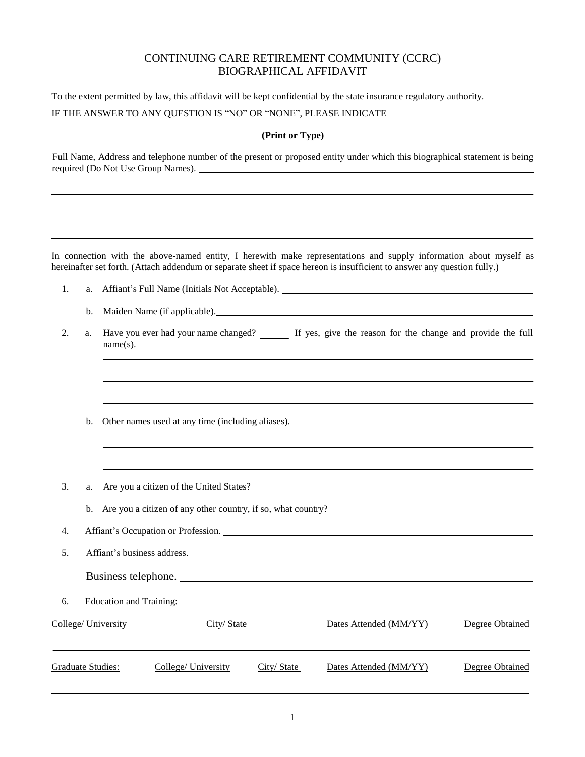# CONTINUING CARE RETIREMENT COMMUNITY (CCRC)
# BIOGRAPHICAL AFFIDAVIT

To the extent permitted by law, this affidavit will be kept confidential by the state insurance regulatory authority.

IF THE ANSWER TO ANY QUESTION IS "NO" OR "NONE", PLEASE INDICATE

**(Print or Type)**

Full Name, Address and telephone number of the present or proposed entity under which this biographical statement is being required (Do Not Use Group Names). ______________________________

______________________________

______________________________

______________________________

In connection with the above-named entity, I herewith make representations and supply information about myself as hereinafter set forth. (Attach addendum or separate sheet if space hereon is insufficient to answer any question fully.)

1. a. Affiant's Full Name (Initials Not Acceptable). ______________________________

   b. Maiden Name (if applicable). ______________________________

2. a. Have you ever had your name changed? ______ If yes, give the reason for the change and provide the full name(s).

   ______________________________

   ______________________________

   ______________________________

   b. Other names used at any time (including aliases).

   ______________________________

   ______________________________

3. a. Are you a citizen of the United States?

   b. Are you a citizen of any other country, if so, what country?

4. Affiant's Occupation or Profession. ______________________________

5. Affiant's business address. ______________________________

   Business telephone. ______________________________

6. Education and Training:

| College/ University | City/ State | Dates Attended (MM/YY) | Degree Obtained |
|---|---|---|---|
| | | | |

| Graduate Studies: | College/ University | City/ State | Dates Attended (MM/YY) | Degree Obtained |
|---|---|---|---|---|
| | | | | |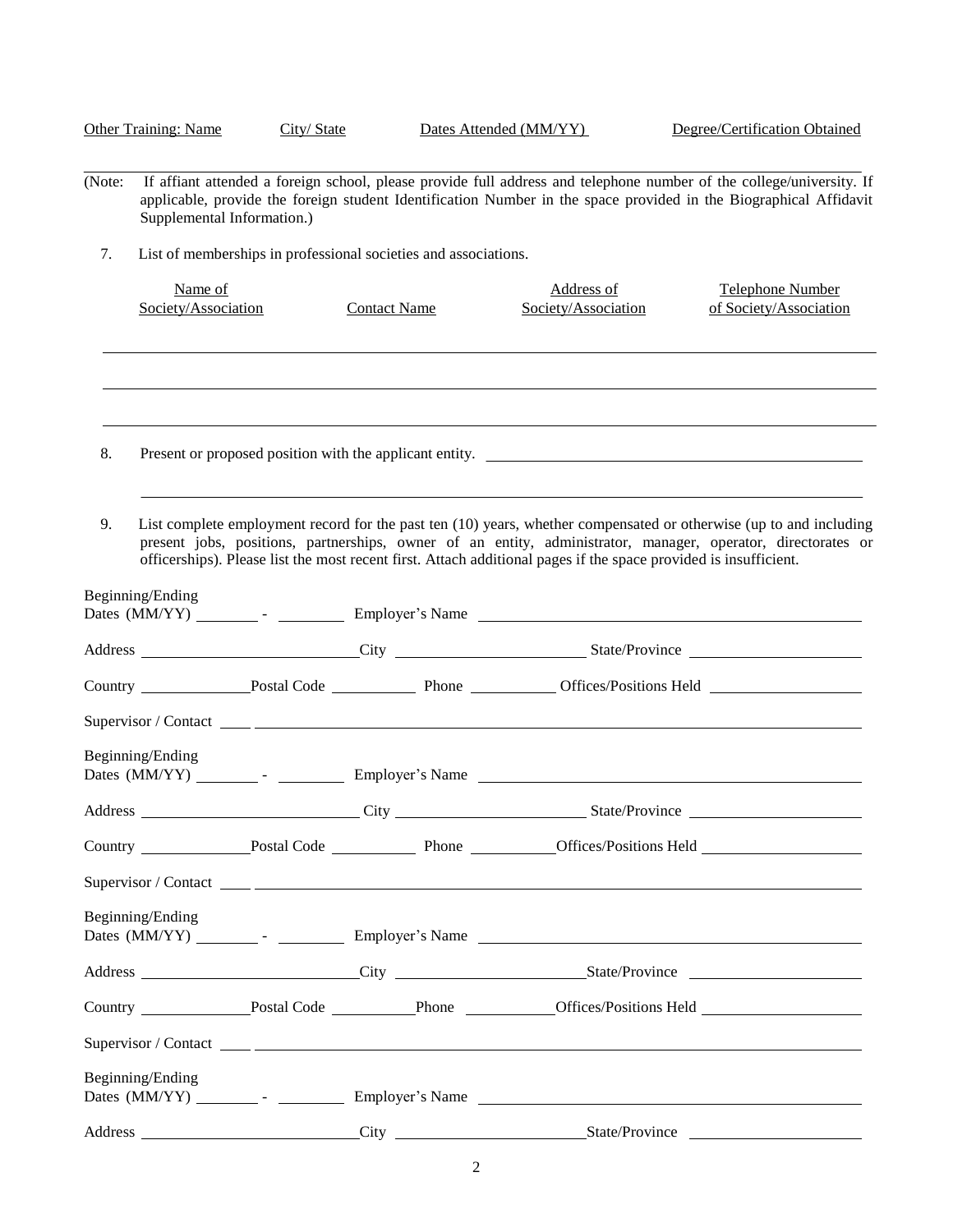| Other Training: Name | City/ State | Dates Attended (MM/YY) | Degree/Certification Obtained |
|---|---|---|---|
| | | | |

(Note: If affiant attended a foreign school, please provide full address and telephone number of the college/university. If applicable, provide the foreign student Identification Number in the space provided in the Biographical Affidavit Supplemental Information.)

7. List of memberships in professional societies and associations.

| Name of Society/Association | Contact Name | Address of Society/Association | Telephone Number of Society/Association |
|---|---|---|---|
| | | | |
| | | | |
| | | | |

8. Present or proposed position with the applicant entity. \_\_\_\_\_\_\_\_\_\_\_\_\_\_\_\_\_\_\_\_\_\_\_\_\_\_\_\_\_\_\_\_\_\_\_\_\_\_\_\_

\_\_\_\_\_\_\_\_\_\_\_\_\_\_\_\_\_\_\_\_\_\_\_\_\_\_\_\_\_\_\_\_\_\_\_\_\_\_\_\_\_\_\_\_\_\_\_\_\_\_\_\_\_\_\_\_\_\_\_\_\_\_\_\_\_\_\_\_\_\_\_\_\_\_\_\_\_\_

9. List complete employment record for the past ten (10) years, whether compensated or otherwise (up to and including present jobs, positions, partnerships, owner of an entity, administrator, manager, operator, directorates or officerships). Please list the most recent first. Attach additional pages if the space provided is insufficient.

Beginning/Ending
Dates (MM/YY) \_\_\_\_\_\_\_\_ - \_\_\_\_\_\_\_\_ Employer's Name \_\_\_\_\_\_\_\_\_\_\_\_\_\_\_\_\_\_\_\_\_\_\_\_\_\_\_\_\_\_\_\_\_\_\_\_

Address \_\_\_\_\_\_\_\_\_\_\_\_\_\_\_\_\_\_\_\_\_\_\_\_ City \_\_\_\_\_\_\_\_\_\_\_\_\_\_\_\_\_\_\_\_\_ State/Province \_\_\_\_\_\_\_\_\_\_\_\_\_\_\_\_\_\_\_\_

Country \_\_\_\_\_\_\_\_\_\_\_\_ Postal Code \_\_\_\_\_\_\_\_\_\_ Phone \_\_\_\_\_\_\_\_\_\_ Offices/Positions Held \_\_\_\_\_\_\_\_\_\_\_\_\_\_\_\_\_\_

Supervisor / Contact \_\_\_\_\_\_\_\_\_\_\_\_\_\_\_\_\_\_\_\_\_\_\_\_\_\_\_\_\_\_\_\_\_\_\_\_\_\_\_\_\_\_\_\_\_\_\_\_\_\_\_\_\_\_\_\_\_\_\_\_\_\_

Beginning/Ending
Dates (MM/YY) \_\_\_\_\_\_\_\_ - \_\_\_\_\_\_\_\_ Employer's Name \_\_\_\_\_\_\_\_\_\_\_\_\_\_\_\_\_\_\_\_\_\_\_\_\_\_\_\_\_\_\_\_\_\_\_\_

Address \_\_\_\_\_\_\_\_\_\_\_\_\_\_\_\_\_\_\_\_\_\_\_\_ City \_\_\_\_\_\_\_\_\_\_\_\_\_\_\_\_\_\_\_\_\_ State/Province \_\_\_\_\_\_\_\_\_\_\_\_\_\_\_\_\_\_\_\_

Country \_\_\_\_\_\_\_\_\_\_\_\_ Postal Code \_\_\_\_\_\_\_\_\_\_ Phone \_\_\_\_\_\_\_\_\_\_ Offices/Positions Held \_\_\_\_\_\_\_\_\_\_\_\_\_\_\_\_\_\_

Supervisor / Contact \_\_\_\_\_\_\_\_\_\_\_\_\_\_\_\_\_\_\_\_\_\_\_\_\_\_\_\_\_\_\_\_\_\_\_\_\_\_\_\_\_\_\_\_\_\_\_\_\_\_\_\_\_\_\_\_\_\_\_\_\_\_

Beginning/Ending
Dates (MM/YY) \_\_\_\_\_\_\_\_ - \_\_\_\_\_\_\_\_ Employer's Name \_\_\_\_\_\_\_\_\_\_\_\_\_\_\_\_\_\_\_\_\_\_\_\_\_\_\_\_\_\_\_\_\_\_\_\_

Address \_\_\_\_\_\_\_\_\_\_\_\_\_\_\_\_\_\_\_\_\_\_\_\_ City \_\_\_\_\_\_\_\_\_\_\_\_\_\_\_\_\_\_\_\_\_ State/Province \_\_\_\_\_\_\_\_\_\_\_\_\_\_\_\_\_\_\_\_

Country \_\_\_\_\_\_\_\_\_\_\_\_ Postal Code \_\_\_\_\_\_\_\_\_\_ Phone \_\_\_\_\_\_\_\_\_\_ Offices/Positions Held \_\_\_\_\_\_\_\_\_\_\_\_\_\_\_\_\_\_

Supervisor / Contact \_\_\_\_\_\_\_\_\_\_\_\_\_\_\_\_\_\_\_\_\_\_\_\_\_\_\_\_\_\_\_\_\_\_\_\_\_\_\_\_\_\_\_\_\_\_\_\_\_\_\_\_\_\_\_\_\_\_\_\_\_\_

Beginning/Ending
Dates (MM/YY) \_\_\_\_\_\_\_\_ - \_\_\_\_\_\_\_\_ Employer's Name \_\_\_\_\_\_\_\_\_\_\_\_\_\_\_\_\_\_\_\_\_\_\_\_\_\_\_\_\_\_\_\_\_\_\_\_

Address \_\_\_\_\_\_\_\_\_\_\_\_\_\_\_\_\_\_\_\_\_\_\_\_ City \_\_\_\_\_\_\_\_\_\_\_\_\_\_\_\_\_\_\_\_\_ State/Province \_\_\_\_\_\_\_\_\_\_\_\_\_\_\_\_\_\_\_\_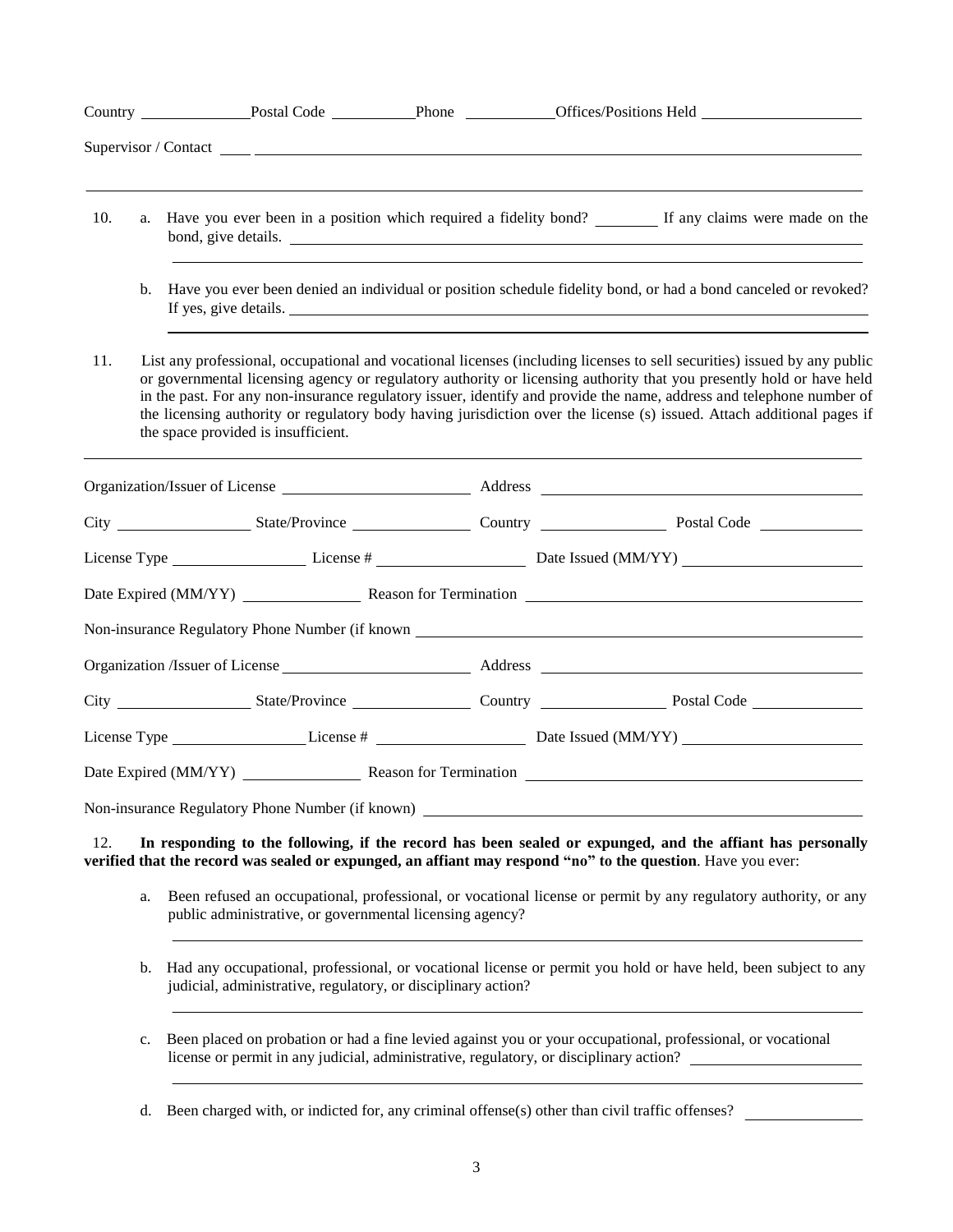Country ______________ Postal Code ___________ Phone ____________ Offices/Positions Held ______________________

Supervisor / Contact ________________________________________________________________________________

_______________________________________________________________________________________________

10. a. Have you ever been in a position which required a fidelity bond? ________ If any claims were made on the bond, give details. ________________________________________________________________

_______________________________________________________________________________________________

b. Have you ever been denied an individual or position schedule fidelity bond, or had a bond canceled or revoked? If yes, give details. ________________________________________________________________

_______________________________________________________________________________________________

11. List any professional, occupational and vocational licenses (including licenses to sell securities) issued by any public or governmental licensing agency or regulatory authority or licensing authority that you presently hold or have held in the past. For any non-insurance regulatory issuer, identify and provide the name, address and telephone number of the licensing authority or regulatory body having jurisdiction over the license (s) issued. Attach additional pages if the space provided is insufficient.

_______________________________________________________________________________________________

Organization/Issuer of License ________________________ Address ________________________________________

City __________________ State/Province ________________ Country ________________ Postal Code _____________

License Type __________________ License # ____________________ Date Issued (MM/YY) ________________________

Date Expired (MM/YY) ________________ Reason for Termination ____________________________________________

Non-insurance Regulatory Phone Number (if known ________________________________________________________

Organization /Issuer of License ________________________ Address ________________________________________

City __________________ State/Province ________________ Country ________________ Postal Code _____________

License Type __________________ License # ____________________ Date Issued (MM/YY) ________________________

Date Expired (MM/YY) ________________ Reason for Termination ____________________________________________

Non-insurance Regulatory Phone Number (if known) _______________________________________________________

12. **In responding to the following, if the record has been sealed or expunged, and the affiant has personally verified that the record was sealed or expunged, an affiant may respond "no" to the question**. Have you ever:

a. Been refused an occupational, professional, or vocational license or permit by any regulatory authority, or any public administrative, or governmental licensing agency?

_______________________________________________________________________________________________

b. Had any occupational, professional, or vocational license or permit you hold or have held, been subject to any judicial, administrative, regulatory, or disciplinary action?

_______________________________________________________________________________________________

c. Been placed on probation or had a fine levied against you or your occupational, professional, or vocational license or permit in any judicial, administrative, regulatory, or disciplinary action? ______________________

_______________________________________________________________________________________________

d. Been charged with, or indicted for, any criminal offense(s) other than civil traffic offenses? ________________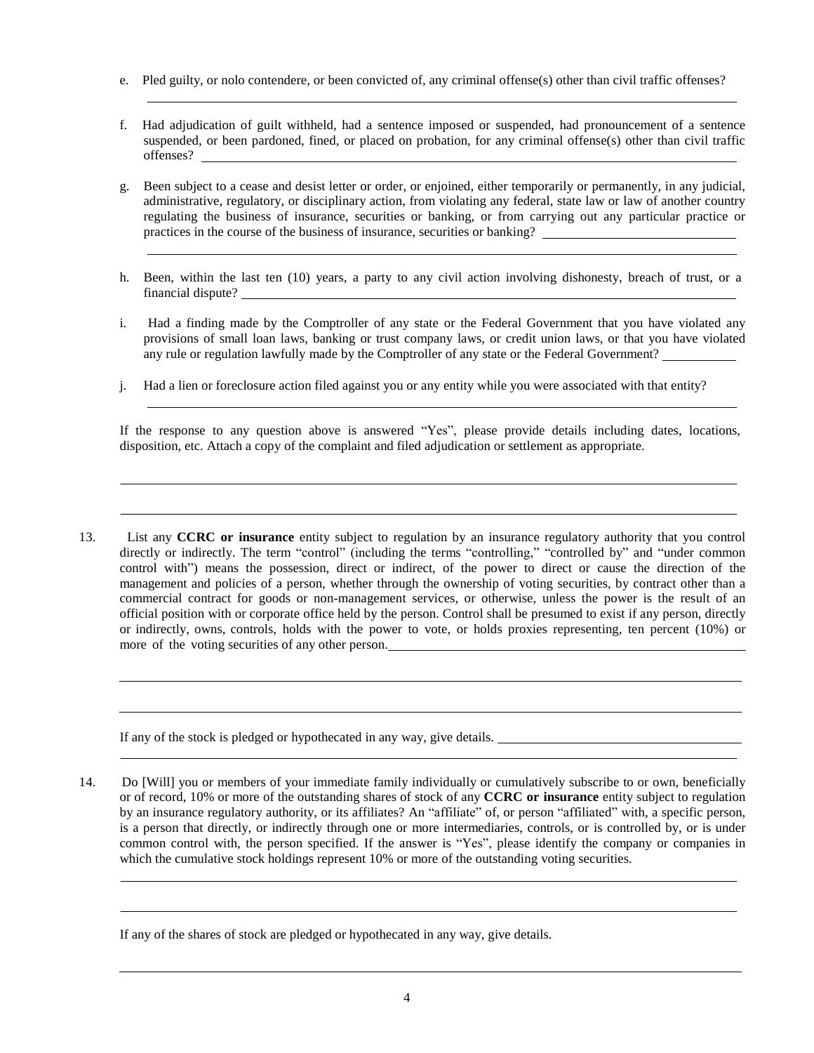e. Pled guilty, or nolo contendere, or been convicted of, any criminal offense(s) other than civil traffic offenses?

f. Had adjudication of guilt withheld, had a sentence imposed or suspended, had pronouncement of a sentence suspended, or been pardoned, fined, or placed on probation, for any criminal offense(s) other than civil traffic offenses?

g. Been subject to a cease and desist letter or order, or enjoined, either temporarily or permanently, in any judicial, administrative, regulatory, or disciplinary action, from violating any federal, state law or law of another country regulating the business of insurance, securities or banking, or from carrying out any particular practice or practices in the course of the business of insurance, securities or banking?

h. Been, within the last ten (10) years, a party to any civil action involving dishonesty, breach of trust, or a financial dispute?

i. Had a finding made by the Comptroller of any state or the Federal Government that you have violated any provisions of small loan laws, banking or trust company laws, or credit union laws, or that you have violated any rule or regulation lawfully made by the Comptroller of any state or the Federal Government?

j. Had a lien or foreclosure action filed against you or any entity while you were associated with that entity?

If the response to any question above is answered "Yes", please provide details including dates, locations, disposition, etc. Attach a copy of the complaint and filed adjudication or settlement as appropriate.

13. List any **CCRC or insurance** entity subject to regulation by an insurance regulatory authority that you control directly or indirectly. The term "control" (including the terms "controlling," "controlled by" and "under common control with") means the possession, direct or indirect, of the power to direct or cause the direction of the management and policies of a person, whether through the ownership of voting securities, by contract other than a commercial contract for goods or non-management services, or otherwise, unless the power is the result of an official position with or corporate office held by the person. Control shall be presumed to exist if any person, directly or indirectly, owns, controls, holds with the power to vote, or holds proxies representing, ten percent (10%) or more of the voting securities of any other person.

If any of the stock is pledged or hypothecated in any way, give details.

14. Do [Will] you or members of your immediate family individually or cumulatively subscribe to or own, beneficially or of record, 10% or more of the outstanding shares of stock of any **CCRC or insurance** entity subject to regulation by an insurance regulatory authority, or its affiliates? An "affiliate" of, or person "affiliated" with, a specific person, is a person that directly, or indirectly through one or more intermediaries, controls, or is controlled by, or is under common control with, the person specified. If the answer is "Yes", please identify the company or companies in which the cumulative stock holdings represent 10% or more of the outstanding voting securities.

If any of the shares of stock are pledged or hypothecated in any way, give details.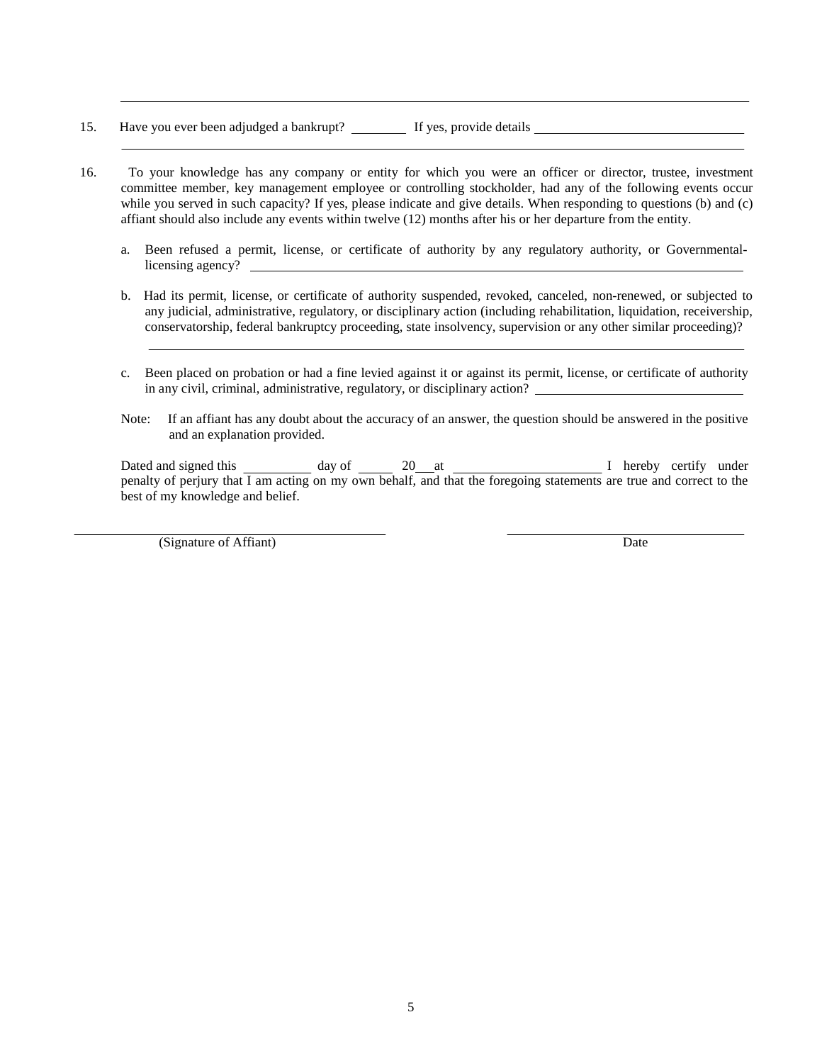\_\_\_\_\_\_\_\_\_\_\_\_\_\_\_\_\_\_\_\_\_\_\_\_\_\_\_\_\_\_\_\_\_\_\_\_\_\_\_\_\_\_\_\_\_\_\_\_\_\_\_\_\_\_\_\_\_\_\_\_\_\_\_\_\_\_\_\_\_\_\_\_\_\_\_\_

15. Have you ever been adjudged a bankrupt? \_\_\_\_\_\_\_\_ If yes, provide details \_\_\_\_\_\_\_\_\_\_\_\_\_\_\_\_\_\_\_\_\_\_\_\_\_\_\_\_\_\_\_\_

\_\_\_\_\_\_\_\_\_\_\_\_\_\_\_\_\_\_\_\_\_\_\_\_\_\_\_\_\_\_\_\_\_\_\_\_\_\_\_\_\_\_\_\_\_\_\_\_\_\_\_\_\_\_\_\_\_\_\_\_\_\_\_\_\_\_\_\_\_\_\_\_\_\_\_\_

16. To your knowledge has any company or entity for which you were an officer or director, trustee, investment committee member, key management employee or controlling stockholder, had any of the following events occur while you served in such capacity? If yes, please indicate and give details. When responding to questions (b) and (c) affiant should also include any events within twelve (12) months after his or her departure from the entity.

   a. Been refused a permit, license, or certificate of authority by any regulatory authority, or Governmental-licensing agency? \_\_\_\_\_\_\_\_\_\_\_\_\_\_\_\_\_\_\_\_\_\_\_\_\_\_\_\_\_\_\_\_\_\_\_\_\_\_\_\_\_\_\_\_\_\_\_\_\_\_\_\_\_\_\_\_\_\_\_\_\_\_\_\_\_\_\_\_\_\_

   b. Had its permit, license, or certificate of authority suspended, revoked, canceled, non-renewed, or subjected to any judicial, administrative, regulatory, or disciplinary action (including rehabilitation, liquidation, receivership, conservatorship, federal bankruptcy proceeding, state insolvency, supervision or any other similar proceeding)?

   \_\_\_\_\_\_\_\_\_\_\_\_\_\_\_\_\_\_\_\_\_\_\_\_\_\_\_\_\_\_\_\_\_\_\_\_\_\_\_\_\_\_\_\_\_\_\_\_\_\_\_\_\_\_\_\_\_\_\_\_\_\_\_\_\_\_\_\_\_\_\_\_\_\_\_\_

   c. Been placed on probation or had a fine levied against it or against its permit, license, or certificate of authority in any civil, criminal, administrative, regulatory, or disciplinary action? \_\_\_\_\_\_\_\_\_\_\_\_\_\_\_\_\_\_\_\_\_\_\_\_\_\_\_\_\_\_\_\_

Note: If an affiant has any doubt about the accuracy of an answer, the question should be answered in the positive and an explanation provided.

Dated and signed this \_\_\_\_\_\_\_\_\_\_ day of \_\_\_\_\_ 20\_\_\_at \_\_\_\_\_\_\_\_\_\_\_\_\_\_\_\_\_\_\_\_\_\_ I hereby certify under penalty of perjury that I am acting on my own behalf, and that the foregoing statements are true and correct to the best of my knowledge and belief.

\_\_\_\_\_\_\_\_\_\_\_\_\_\_\_\_\_\_\_\_\_\_\_\_\_\_\_\_\_\_\_\_\_\_\_\_\_\_\_\_ \_\_\_\_\_\_\_\_\_\_\_\_\_\_\_\_\_\_\_\_\_\_\_\_\_\_\_\_\_\_\_\_\_\_\_\_

(Signature of Affiant) Date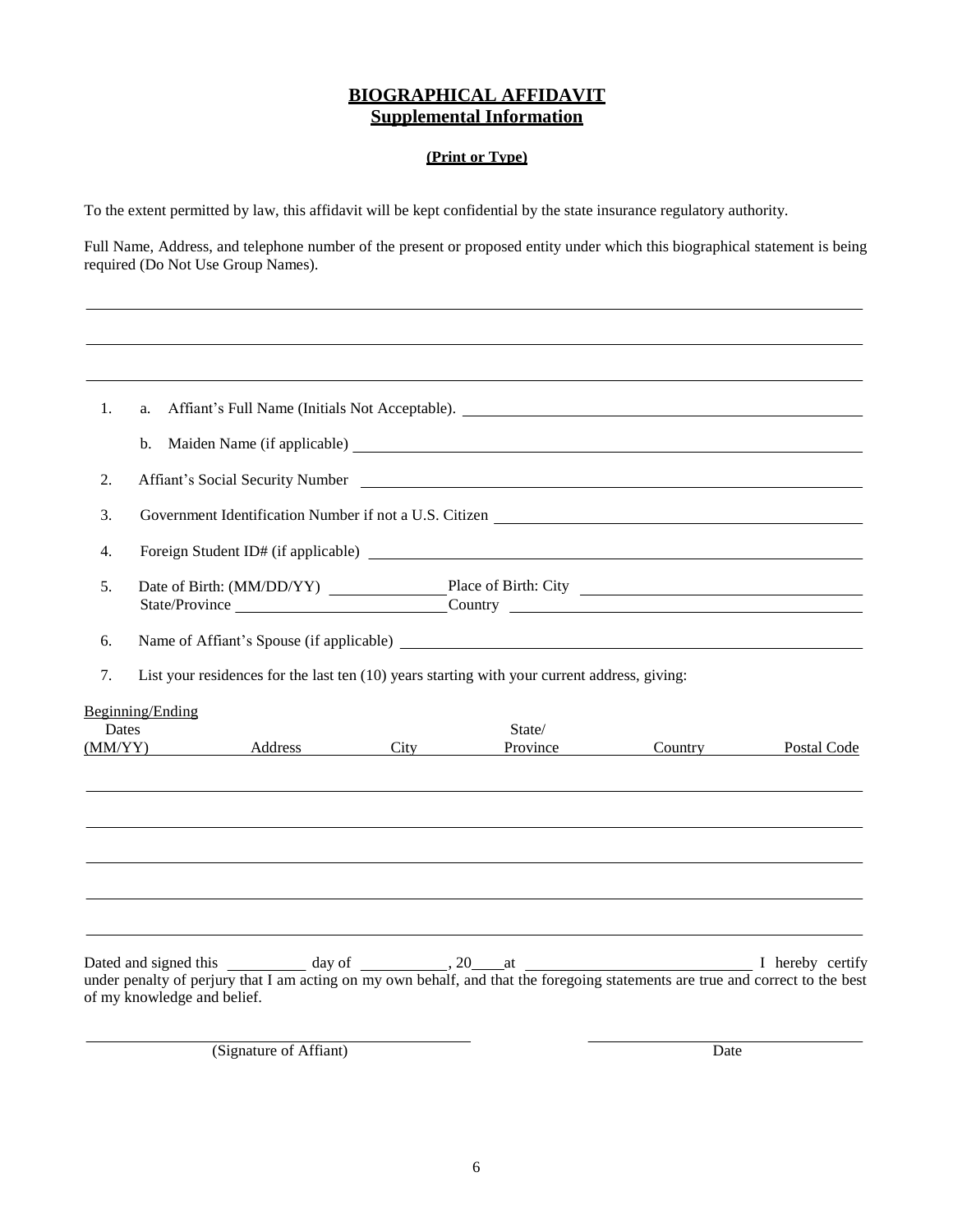# **BIOGRAPHICAL AFFIDAVIT**
## **Supplemental Information**

**(Print or Type)**

To the extent permitted by law, this affidavit will be kept confidential by the state insurance regulatory authority.

Full Name, Address, and telephone number of the present or proposed entity under which this biographical statement is being required (Do Not Use Group Names).

\_\_\_\_\_\_\_\_\_\_\_\_\_\_\_\_\_\_\_\_\_\_\_\_\_\_\_\_\_\_\_\_\_\_\_\_\_\_\_\_\_\_\_\_\_\_\_\_\_\_\_\_\_\_\_\_\_\_\_\_\_\_\_\_\_\_\_\_\_\_\_\_\_\_\_\_

\_\_\_\_\_\_\_\_\_\_\_\_\_\_\_\_\_\_\_\_\_\_\_\_\_\_\_\_\_\_\_\_\_\_\_\_\_\_\_\_\_\_\_\_\_\_\_\_\_\_\_\_\_\_\_\_\_\_\_\_\_\_\_\_\_\_\_\_\_\_\_\_\_\_\_\_

\_\_\_\_\_\_\_\_\_\_\_\_\_\_\_\_\_\_\_\_\_\_\_\_\_\_\_\_\_\_\_\_\_\_\_\_\_\_\_\_\_\_\_\_\_\_\_\_\_\_\_\_\_\_\_\_\_\_\_\_\_\_\_\_\_\_\_\_\_\_\_\_\_\_\_\_

1. a. Affiant's Full Name (Initials Not Acceptable). \_\_\_\_\_\_\_\_\_\_\_\_\_\_\_\_\_\_\_\_\_\_\_\_\_\_\_\_\_\_\_\_\_\_\_\_\_\_\_\_

   b. Maiden Name (if applicable) \_\_\_\_\_\_\_\_\_\_\_\_\_\_\_\_\_\_\_\_\_\_\_\_\_\_\_\_\_\_\_\_\_\_\_\_\_\_\_\_\_\_\_\_\_\_\_\_\_\_\_\_

2. Affiant's Social Security Number \_\_\_\_\_\_\_\_\_\_\_\_\_\_\_\_\_\_\_\_\_\_\_\_\_\_\_\_\_\_\_\_\_\_\_\_\_\_\_\_\_\_\_\_\_\_\_\_\_\_\_

3. Government Identification Number if not a U.S. Citizen \_\_\_\_\_\_\_\_\_\_\_\_\_\_\_\_\_\_\_\_\_\_\_\_\_\_\_\_\_\_\_\_\_\_\_\_

4. Foreign Student ID# (if applicable) \_\_\_\_\_\_\_\_\_\_\_\_\_\_\_\_\_\_\_\_\_\_\_\_\_\_\_\_\_\_\_\_\_\_\_\_\_\_\_\_\_\_\_\_\_\_\_\_\_\_

5. Date of Birth: (MM/DD/YY) \_\_\_\_\_\_\_\_\_\_\_\_\_ Place of Birth: City \_\_\_\_\_\_\_\_\_\_\_\_\_\_\_\_\_\_\_\_\_\_\_\_\_\_\_\_\_\_
   State/Province \_\_\_\_\_\_\_\_\_\_\_\_\_\_\_\_\_\_\_\_\_\_\_\_ Country \_\_\_\_\_\_\_\_\_\_\_\_\_\_\_\_\_\_\_\_\_\_\_\_\_\_\_\_\_\_\_\_\_\_\_\_\_\_

6. Name of Affiant's Spouse (if applicable) \_\_\_\_\_\_\_\_\_\_\_\_\_\_\_\_\_\_\_\_\_\_\_\_\_\_\_\_\_\_\_\_\_\_\_\_\_\_\_\_\_\_\_\_\_\_\_

7. List your residences for the last ten (10) years starting with your current address, giving:

| Beginning/Ending Dates (MM/YY) | Address | City | State/ Province | Country | Postal Code |
|---|---|---|---|---|---|
| | | | | | |
| | | | | | |
| | | | | | |
| | | | | | |
| | | | | | |

Dated and signed this \_\_\_\_\_\_\_\_\_\_ day of \_\_\_\_\_\_\_\_\_\_\_, 20\_\_\_\_at \_\_\_\_\_\_\_\_\_\_\_\_\_\_\_\_\_\_\_\_\_\_\_\_\_\_\_\_ I hereby certify under penalty of perjury that I am acting on my own behalf, and that the foregoing statements are true and correct to the best of my knowledge and belief.

\_\_\_\_\_\_\_\_\_\_\_\_\_\_\_\_\_\_\_\_\_\_\_\_\_\_\_\_\_\_\_\_\_\_\_\_\_\_\_\_ &nbsp;&nbsp;&nbsp;&nbsp;&nbsp;&nbsp; \_\_\_\_\_\_\_\_\_\_\_\_\_\_\_\_\_\_\_\_\_\_\_\_\_\_\_\_

(Signature of Affiant) &nbsp;&nbsp;&nbsp;&nbsp;&nbsp;&nbsp;&nbsp;&nbsp;&nbsp;&nbsp;&nbsp;&nbsp;&nbsp;&nbsp;&nbsp;&nbsp;&nbsp;&nbsp;&nbsp;&nbsp;&nbsp;&nbsp;&nbsp;&nbsp;&nbsp;&nbsp;&nbsp;&nbsp;&nbsp;&nbsp; Date